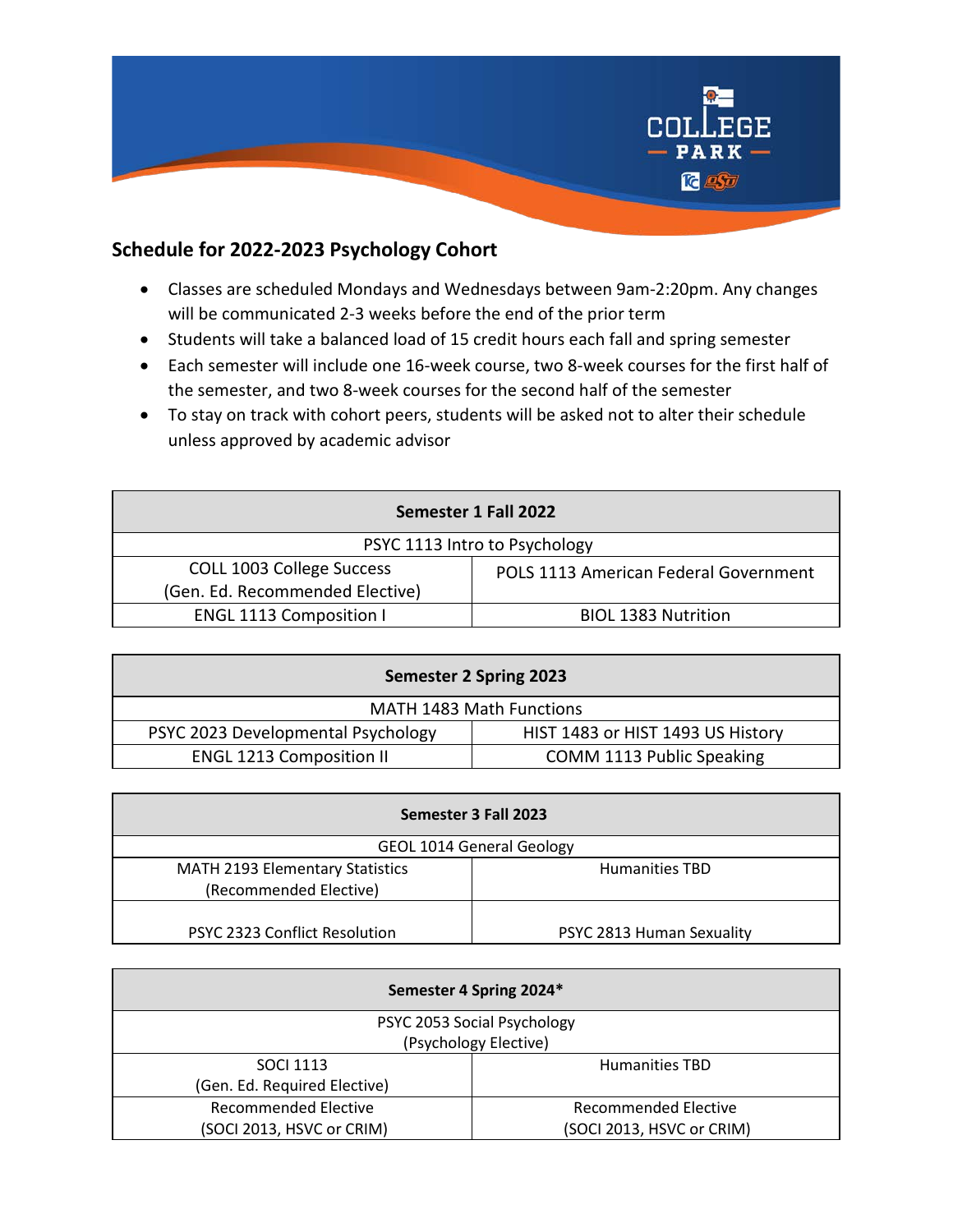## Schedule for 2022-2023 Psychology Cohort

- Classes are scheduled Mondays and Wednesdays between 9am-2:20pm. Any changes will be communicated 2-3 weeks before the end of the prior term
- Students will take a balanced load of 15 credit hours each fall and spring semester
- Each semester will include one 16-week course, two 8-week courses for the first half of the semester, and two 8-week courses for the second half of the semester
- To stay on track with cohort peers, students will be asked not to alter their schedule unless approved by academic advisor

| Semester 1 Fall 2022 | |
|---|---|
| PSYC 1113 Intro to Psychology | |
| COLL 1003 College Success (Gen. Ed. Recommended Elective) | POLS 1113 American Federal Government |
| ENGL 1113 Composition I | BIOL 1383 Nutrition |

| Semester 2 Spring 2023 | |
|---|---|
| MATH 1483 Math Functions | |
| PSYC 2023 Developmental Psychology | HIST 1483 or HIST 1493 US History |
| ENGL 1213 Composition II | COMM 1113 Public Speaking |

| Semester 3 Fall 2023 | |
|---|---|
| GEOL 1014 General Geology | |
| MATH 2193 Elementary Statistics (Recommended Elective) | Humanities TBD |
| PSYC 2323 Conflict Resolution | PSYC 2813 Human Sexuality |

| Semester 4 Spring 2024* | |
|---|---|
| PSYC 2053 Social Psychology (Psychology Elective) | |
| SOCI 1113 (Gen. Ed. Required Elective) | Humanities TBD |
| Recommended Elective (SOCI 2013, HSVC or CRIM) | Recommended Elective (SOCI 2013, HSVC or CRIM) |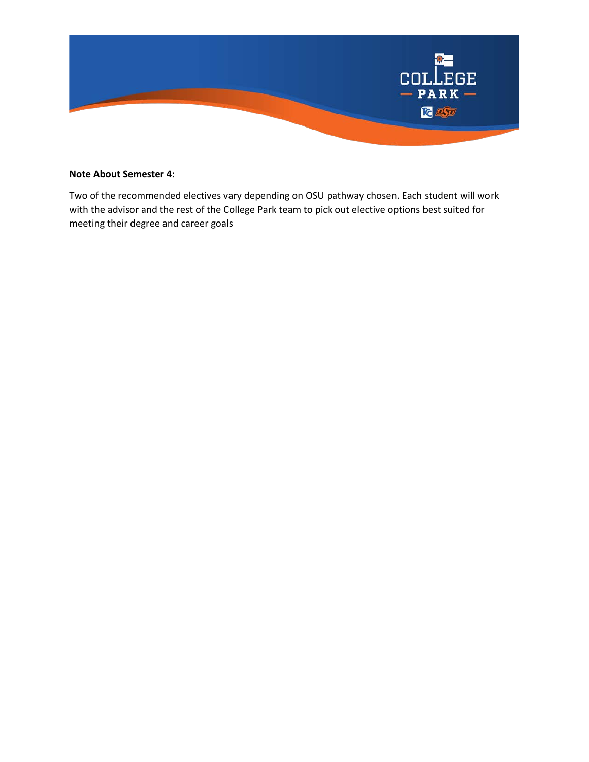**Note About Semester 4:**

Two of the recommended electives vary depending on OSU pathway chosen. Each student will work with the advisor and the rest of the College Park team to pick out elective options best suited for meeting their degree and career goals